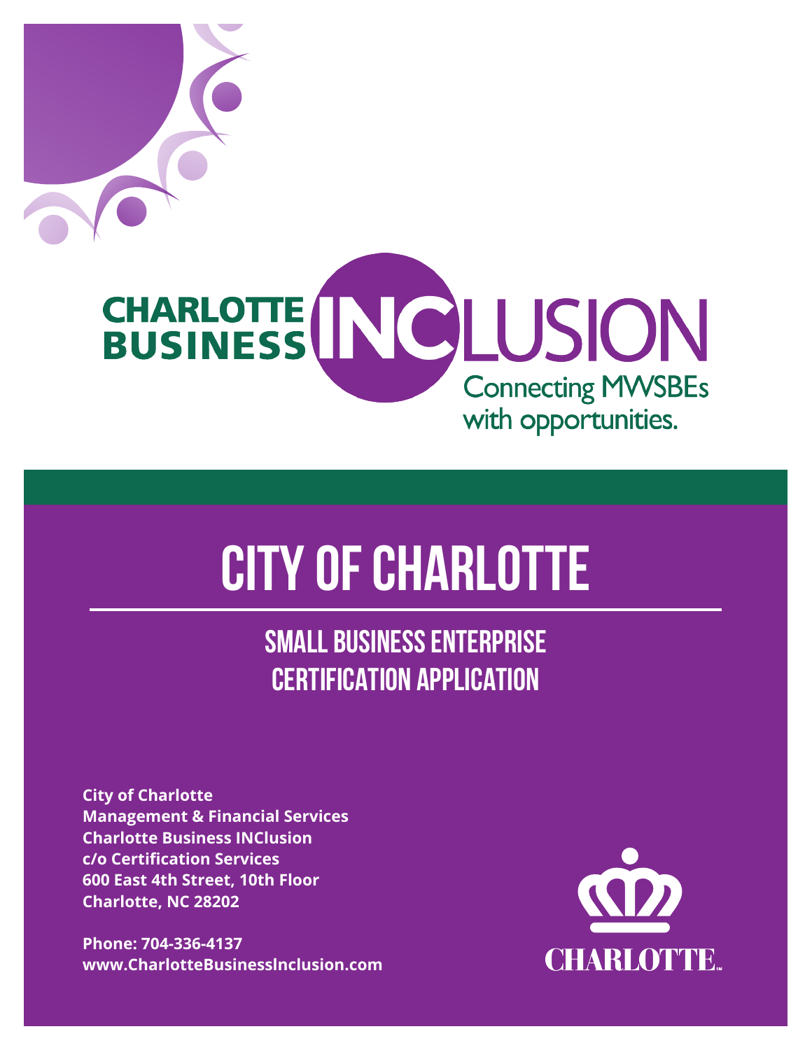CHARLOTTE BUSINESS INCLUSION

Connecting MWSBEs with opportunities.

# CITY OF CHARLOTTE

## SMALL BUSINESS ENTERPRISE CERTIFICATION APPLICATION

**City of Charlotte**
**Management & Financial Services**
**Charlotte Business INClusion**
**c/o Certification Services**
**600 East 4th Street, 10th Floor**
**Charlotte, NC 28202**

**Phone: 704-336-4137**
**www.CharlotteBusinessInclusion.com**

CHARLOTTE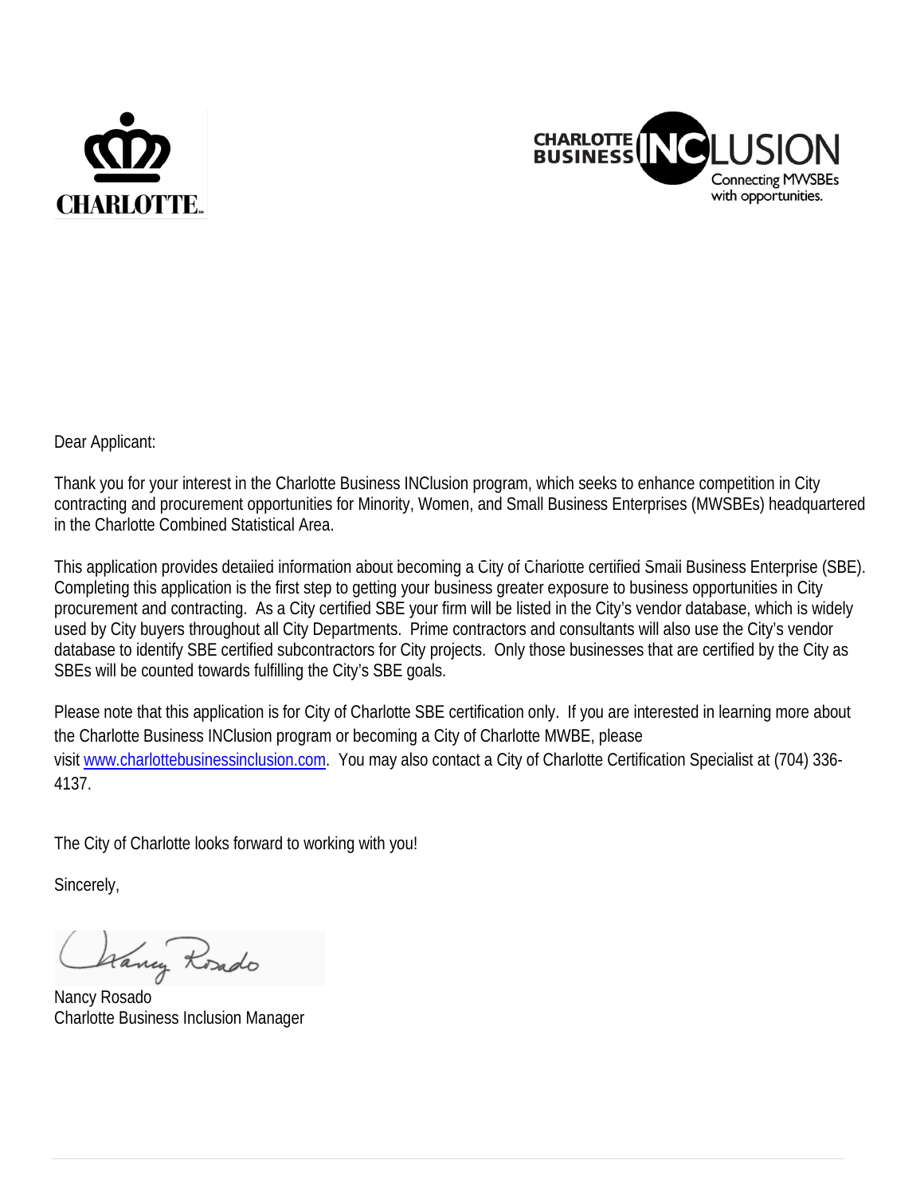Dear Applicant:

Thank you for your interest in the Charlotte Business INClusion program, which seeks to enhance competition in City contracting and procurement opportunities for Minority, Women, and Small Business Enterprises (MWSBEs) headquartered in the Charlotte Combined Statistical Area.

This application provides detailed information about becoming a City of Charlotte certified Small Business Enterprise (SBE). Completing this application is the first step to getting your business greater exposure to business opportunities in City procurement and contracting. As a City certified SBE your firm will be listed in the City's vendor database, which is widely used by City buyers throughout all City Departments. Prime contractors and consultants will also use the City's vendor database to identify SBE certified subcontractors for City projects. Only those businesses that are certified by the City as SBEs will be counted towards fulfilling the City's SBE goals.

Please note that this application is for City of Charlotte SBE certification only. If you are interested in learning more about the Charlotte Business INClusion program or becoming a City of Charlotte MWBE, please visit [www.charlottebusinessinclusion.com](http://www.charlottebusinessinclusion.com). You may also contact a City of Charlotte Certification Specialist at (704) 336-4137.

The City of Charlotte looks forward to working with you!

Sincerely,

Nancy Rosado
Charlotte Business Inclusion Manager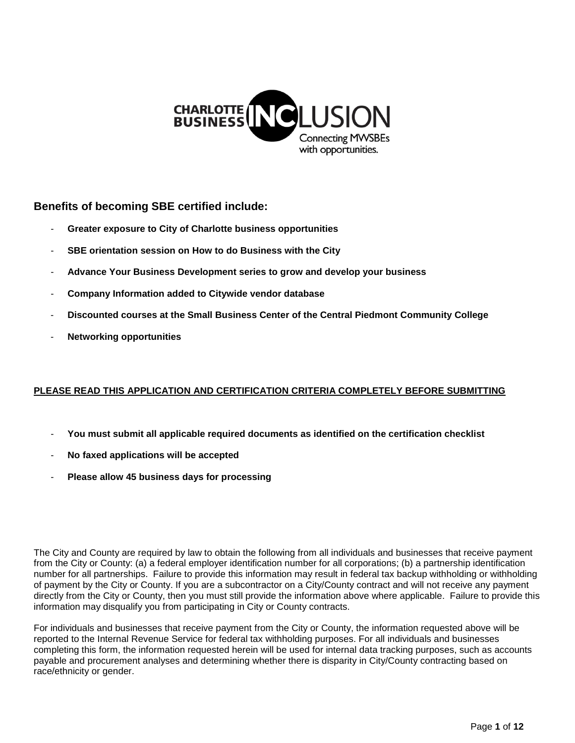## Benefits of becoming SBE certified include:

- **Greater exposure to City of Charlotte business opportunities**
- **SBE orientation session on How to do Business with the City**
- **Advance Your Business Development series to grow and develop your business**
- **Company Information added to Citywide vendor database**
- **Discounted courses at the Small Business Center of the Central Piedmont Community College**
- **Networking opportunities**

**PLEASE READ THIS APPLICATION AND CERTIFICATION CRITERIA COMPLETELY BEFORE SUBMITTING**

- **You must submit all applicable required documents as identified on the certification checklist**
- **No faxed applications will be accepted**
- **Please allow 45 business days for processing**

The City and County are required by law to obtain the following from all individuals and businesses that receive payment from the City or County: (a) a federal employer identification number for all corporations; (b) a partnership identification number for all partnerships. Failure to provide this information may result in federal tax backup withholding or withholding of payment by the City or County. If you are a subcontractor on a City/County contract and will not receive any payment directly from the City or County, then you must still provide the information above where applicable. Failure to provide this information may disqualify you from participating in City or County contracts.

For individuals and businesses that receive payment from the City or County, the information requested above will be reported to the Internal Revenue Service for federal tax withholding purposes. For all individuals and businesses completing this form, the information requested herein will be used for internal data tracking purposes, such as accounts payable and procurement analyses and determining whether there is disparity in City/County contracting based on race/ethnicity or gender.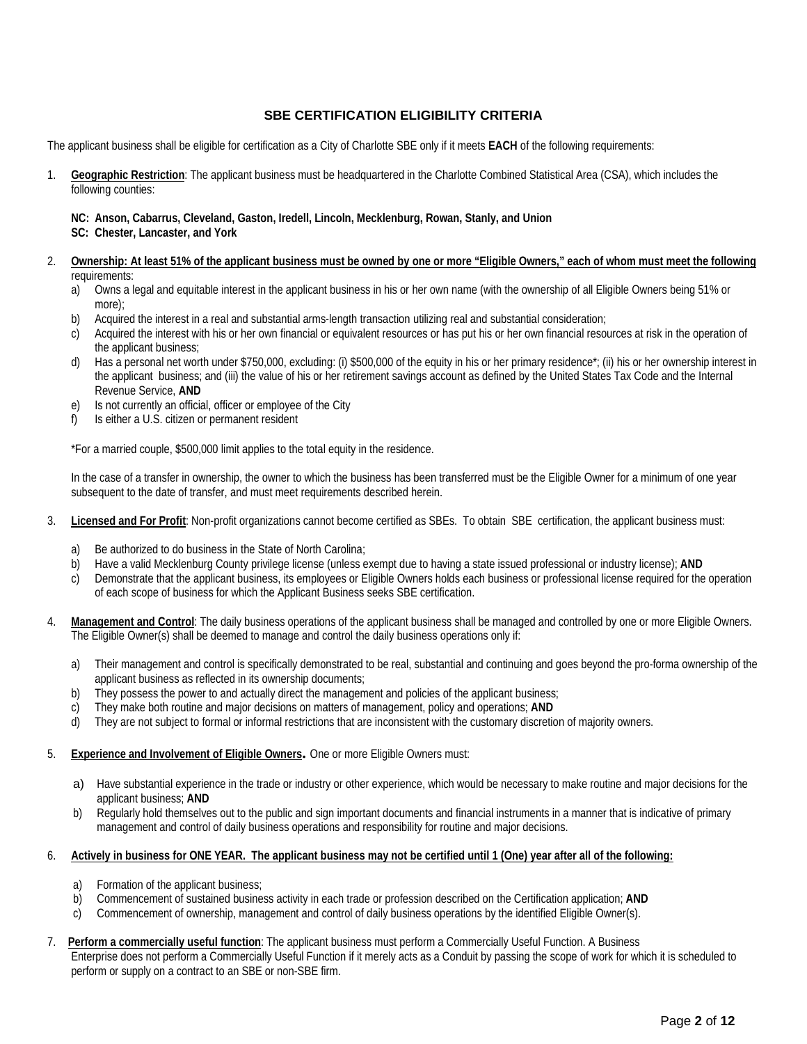## SBE CERTIFICATION ELIGIBILITY CRITERIA

The applicant business shall be eligible for certification as a City of Charlotte SBE only if it meets **EACH** of the following requirements:

1. **Geographic Restriction**: The applicant business must be headquartered in the Charlotte Combined Statistical Area (CSA), which includes the following counties:

   **NC: Anson, Cabarrus, Cleveland, Gaston, Iredell, Lincoln, Mecklenburg, Rowan, Stanly, and Union**
   **SC: Chester, Lancaster, and York**

2. **Ownership: At least 51% of the applicant business must be owned by one or more "Eligible Owners," each of whom must meet the following** requirements:
   a) Owns a legal and equitable interest in the applicant business in his or her own name (with the ownership of all Eligible Owners being 51% or more);
   b) Acquired the interest in a real and substantial arms-length transaction utilizing real and substantial consideration;
   c) Acquired the interest with his or her own financial or equivalent resources or has put his or her own financial resources at risk in the operation of the applicant business;
   d) Has a personal net worth under $750,000, excluding: (i) $500,000 of the equity in his or her primary residence*; (ii) his or her ownership interest in the applicant business; and (iii) the value of his or her retirement savings account as defined by the United States Tax Code and the Internal Revenue Service, **AND**
   e) Is not currently an official, officer or employee of the City
   f) Is either a U.S. citizen or permanent resident

   *For a married couple, $500,000 limit applies to the total equity in the residence.

   In the case of a transfer in ownership, the owner to which the business has been transferred must be the Eligible Owner for a minimum of one year subsequent to the date of transfer, and must meet requirements described herein.

3. **Licensed and For Profit**: Non-profit organizations cannot become certified as SBEs. To obtain SBE certification, the applicant business must:

   a) Be authorized to do business in the State of North Carolina;
   b) Have a valid Mecklenburg County privilege license (unless exempt due to having a state issued professional or industry license); **AND**
   c) Demonstrate that the applicant business, its employees or Eligible Owners holds each business or professional license required for the operation of each scope of business for which the Applicant Business seeks SBE certification.

4. **Management and Control**: The daily business operations of the applicant business shall be managed and controlled by one or more Eligible Owners. The Eligible Owner(s) shall be deemed to manage and control the daily business operations only if:

   a) Their management and control is specifically demonstrated to be real, substantial and continuing and goes beyond the pro-forma ownership of the applicant business as reflected in its ownership documents;
   b) They possess the power to and actually direct the management and policies of the applicant business;
   c) They make both routine and major decisions on matters of management, policy and operations; **AND**
   d) They are not subject to formal or informal restrictions that are inconsistent with the customary discretion of majority owners.

5. **Experience and Involvement of Eligible Owners.** One or more Eligible Owners must:

   a) Have substantial experience in the trade or industry or other experience, which would be necessary to make routine and major decisions for the applicant business; **AND**
   b) Regularly hold themselves out to the public and sign important documents and financial instruments in a manner that is indicative of primary management and control of daily business operations and responsibility for routine and major decisions.

6. **Actively in business for ONE YEAR. The applicant business may not be certified until 1 (One) year after all of the following:**

   a) Formation of the applicant business;
   b) Commencement of sustained business activity in each trade or profession described on the Certification application; **AND**
   c) Commencement of ownership, management and control of daily business operations by the identified Eligible Owner(s).

7. **Perform a commercially useful function**: The applicant business must perform a Commercially Useful Function. A Business Enterprise does not perform a Commercially Useful Function if it merely acts as a Conduit by passing the scope of work for which it is scheduled to perform or supply on a contract to an SBE or non-SBE firm.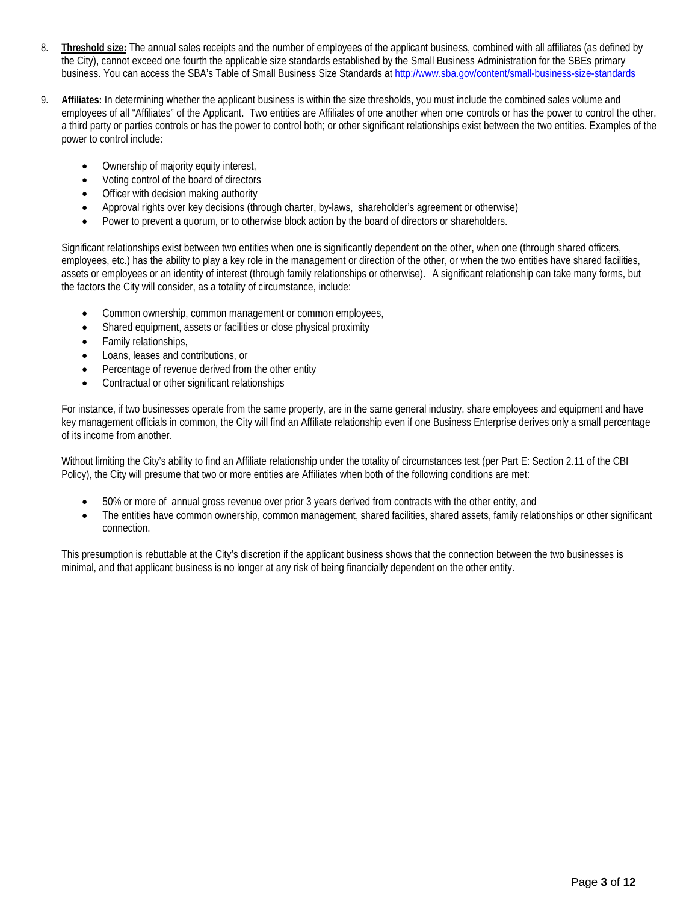8. **Threshold size:** The annual sales receipts and the number of employees of the applicant business, combined with all affiliates (as defined by the City), cannot exceed one fourth the applicable size standards established by the Small Business Administration for the SBEs primary business. You can access the SBA's Table of Small Business Size Standards at http://www.sba.gov/content/small-business-size-standards

9. **Affiliates:** In determining whether the applicant business is within the size thresholds, you must include the combined sales volume and employees of all "Affiliates" of the Applicant. Two entities are Affiliates of one another when one controls or has the power to control the other, a third party or parties controls or has the power to control both; or other significant relationships exist between the two entities. Examples of the power to control include:

   - Ownership of majority equity interest,
   - Voting control of the board of directors
   - Officer with decision making authority
   - Approval rights over key decisions (through charter, by-laws, shareholder's agreement or otherwise)
   - Power to prevent a quorum, or to otherwise block action by the board of directors or shareholders.

   Significant relationships exist between two entities when one is significantly dependent on the other, when one (through shared officers, employees, etc.) has the ability to play a key role in the management or direction of the other, or when the two entities have shared facilities, assets or employees or an identity of interest (through family relationships or otherwise). A significant relationship can take many forms, but the factors the City will consider, as a totality of circumstance, include:

   - Common ownership, common management or common employees,
   - Shared equipment, assets or facilities or close physical proximity
   - Family relationships,
   - Loans, leases and contributions, or
   - Percentage of revenue derived from the other entity
   - Contractual or other significant relationships

   For instance, if two businesses operate from the same property, are in the same general industry, share employees and equipment and have key management officials in common, the City will find an Affiliate relationship even if one Business Enterprise derives only a small percentage of its income from another.

   Without limiting the City's ability to find an Affiliate relationship under the totality of circumstances test (per Part E: Section 2.11 of the CBI Policy), the City will presume that two or more entities are Affiliates when both of the following conditions are met:

   - 50% or more of annual gross revenue over prior 3 years derived from contracts with the other entity, and
   - The entities have common ownership, common management, shared facilities, shared assets, family relationships or other significant connection.

   This presumption is rebuttable at the City's discretion if the applicant business shows that the connection between the two businesses is minimal, and that applicant business is no longer at any risk of being financially dependent on the other entity.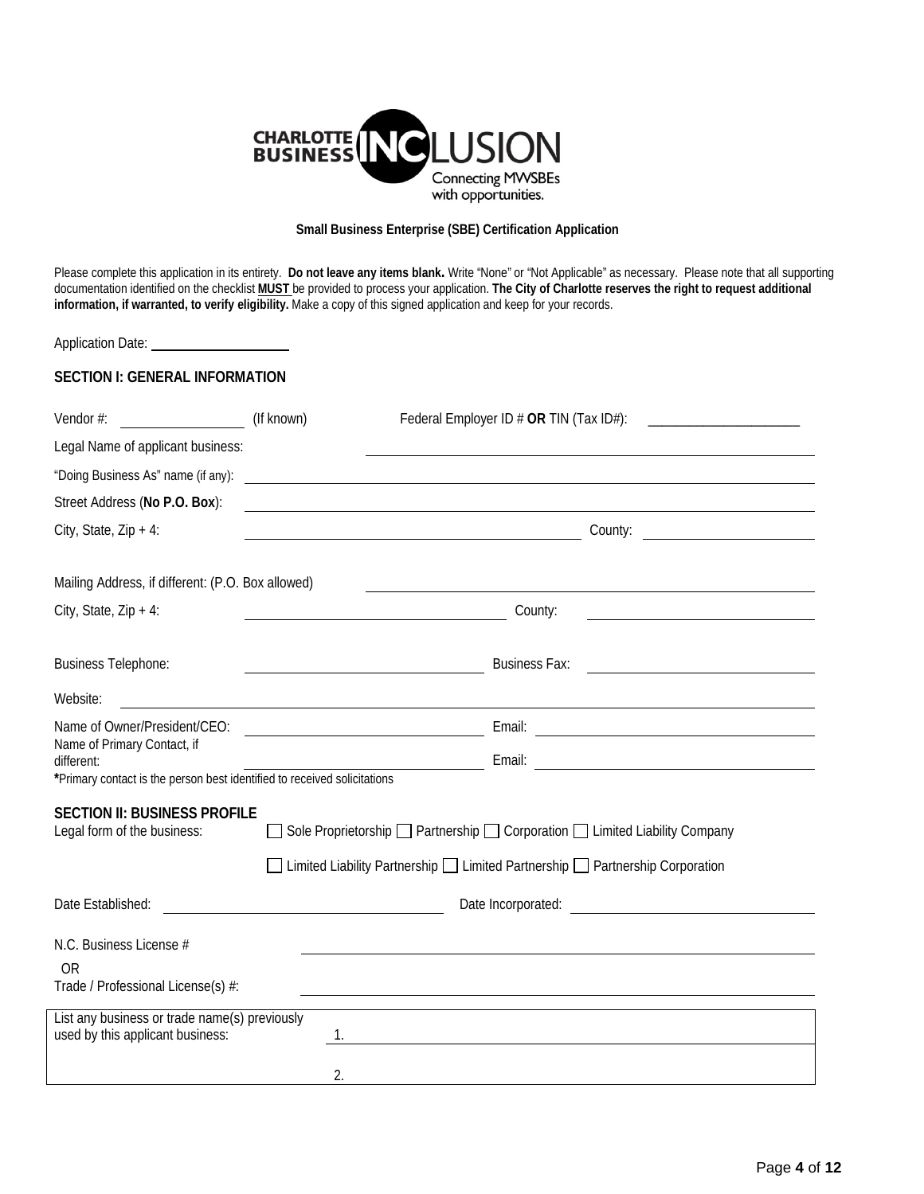**Small Business Enterprise (SBE) Certification Application**

Please complete this application in its entirety. **Do not leave any items blank.** Write "None" or "Not Applicable" as necessary. Please note that all supporting documentation identified on the checklist **MUST** be provided to process your application. **The City of Charlotte reserves the right to request additional information, if warranted, to verify eligibility.** Make a copy of this signed application and keep for your records.

Application Date: ____________________

## SECTION I: GENERAL INFORMATION

Vendor #: __________________ (If known) Federal Employer ID # **OR** TIN (Tax ID#): ______________________

Legal Name of applicant business: ______________________________________________

"Doing Business As" name (if any): ______________________________________________

Street Address (**No P.O. Box**): ______________________________________________

City, State, Zip + 4: ______________________________ County: ______________________

Mailing Address, if different: (P.O. Box allowed) ______________________________________________

City, State, Zip + 4: ______________________________ County: ______________________

Business Telephone: ______________________________ Business Fax: ______________________

Website: ______________________________________________

Name of Owner/President/CEO: ______________________________ Email: ______________________

Name of Primary Contact, if different: ______________________________ Email: ______________________

***Primary contact is the person best identified to received solicitations**

## SECTION II: BUSINESS PROFILE

Legal form of the business:

- ☐ Sole Proprietorship ☐ Partnership ☐ Corporation ☐ Limited Liability Company
- ☐ Limited Liability Partnership ☐ Limited Partnership ☐ Partnership Corporation

Date Established: ______________________________ Date Incorporated: ______________________

N.C. Business License # ______________________________________________

OR

Trade / Professional License(s) #: ______________________________________________

| List any business or trade name(s) previously used by this applicant business: | 1. |
|---|---|
| | 2. |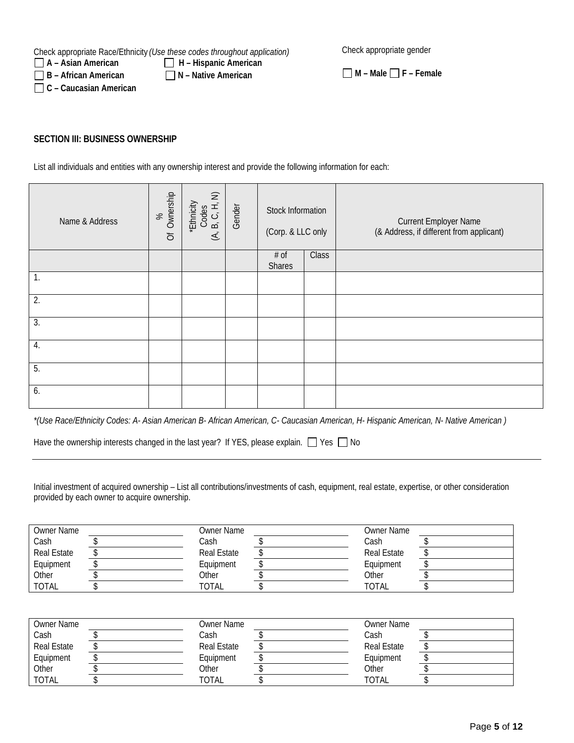Check appropriate Race/Ethnicity *(Use these codes throughout application)*

☐ **A – Asian American** ☐ **H – Hispanic American**
☐ **B – African American** ☐ **N – Native American**
☐ **C – Caucasian American**

Check appropriate gender

☐ **M – Male** ☐ **F – Female**

**SECTION III: BUSINESS OWNERSHIP**

List all individuals and entities with any ownership interest and provide the following information for each:

| Name & Address | % Of Ownership | *Ethnicity Codes (A, B, C, H, N) | Gender | Stock Information (Corp. & LLC only | | Current Employer Name (& Address, if different from applicant) |
|---|---|---|---|---|---|---|
| | | | | # of Shares | Class | |
| 1. | | | | | | |
| 2. | | | | | | |
| 3. | | | | | | |
| 4. | | | | | | |
| 5. | | | | | | |
| 6. | | | | | | |

*(Use Race/Ethnicity Codes: A- Asian American B- African American, C- Caucasian American, H- Hispanic American, N- Native American )*

Have the ownership interests changed in the last year? If YES, please explain. ☐ Yes ☐ No

---

Initial investment of acquired ownership – List all contributions/investments of cash, equipment, real estate, expertise, or other consideration provided by each owner to acquire ownership.

| Owner Name | | Owner Name | | Owner Name | |
|---|---|---|---|---|---|
| Cash | $ | Cash | $ | Cash | $ |
| Real Estate | $ | Real Estate | $ | Real Estate | $ |
| Equipment | $ | Equipment | $ | Equipment | $ |
| Other | $ | Other | $ | Other | $ |
| TOTAL | $ | TOTAL | $ | TOTAL | $ |

| Owner Name | | Owner Name | | Owner Name | |
|---|---|---|---|---|---|
| Cash | $ | Cash | $ | Cash | $ |
| Real Estate | $ | Real Estate | $ | Real Estate | $ |
| Equipment | $ | Equipment | $ | Equipment | $ |
| Other | $ | Other | $ | Other | $ |
| TOTAL | $ | TOTAL | $ | TOTAL | $ |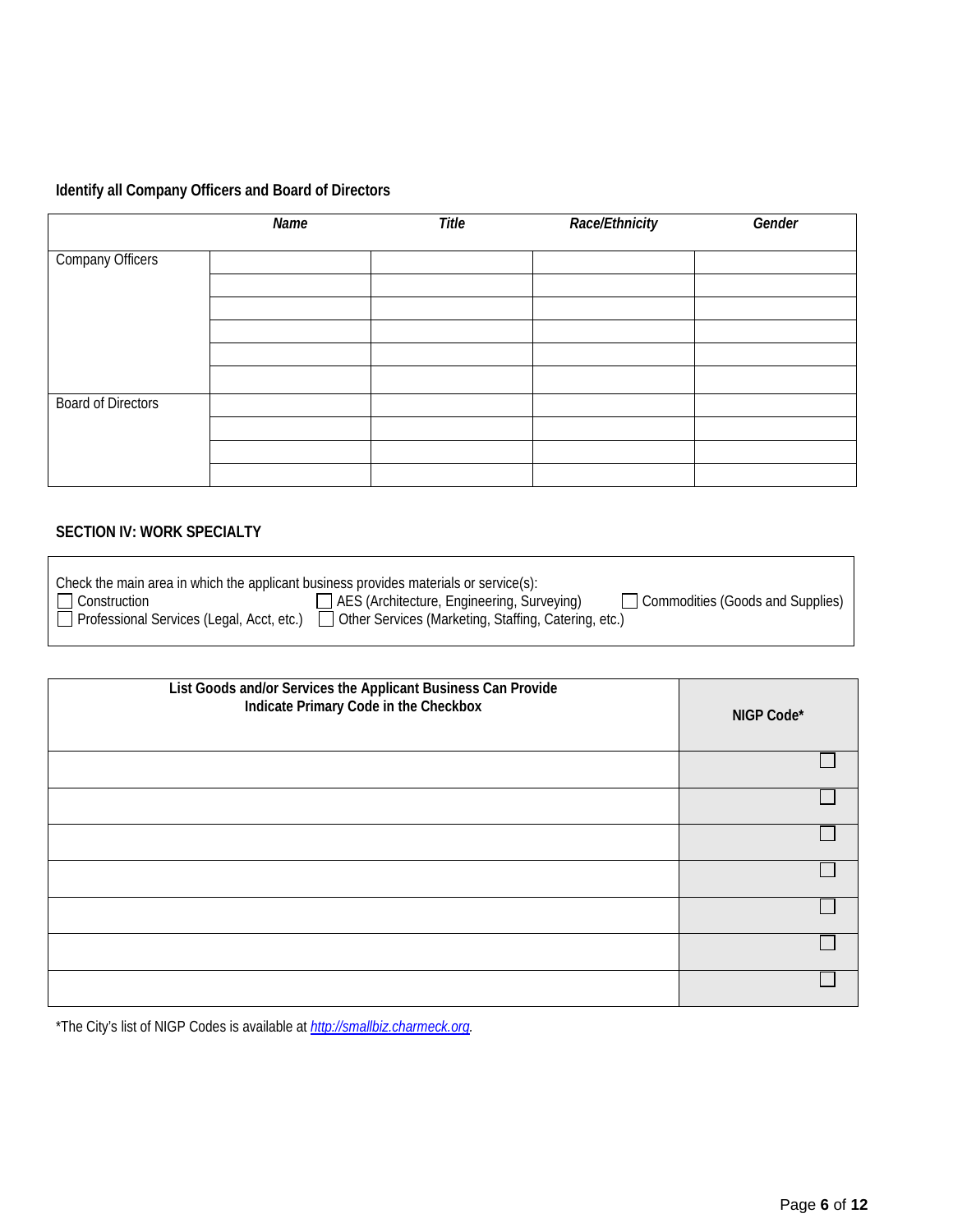**Identify all Company Officers and Board of Directors**

| | *Name* | *Title* | *Race/Ethnicity* | *Gender* |
|---|---|---|---|---|
| Company Officers | | | | |
| | | | | |
| | | | | |
| | | | | |
| | | | | |
| | | | | |
| Board of Directors | | | | |
| | | | | |
| | | | | |
| | | | | |

**SECTION IV: WORK SPECIALTY**

Check the main area in which the applicant business provides materials or service(s):

☐ Construction ☐ AES (Architecture, Engineering, Surveying) ☐ Commodities (Goods and Supplies)
☐ Professional Services (Legal, Acct, etc.) ☐ Other Services (Marketing, Staffing, Catering, etc.)

| List Goods and/or Services the Applicant Business Can Provide<br>Indicate Primary Code in the Checkbox | NIGP Code* |
|---|---|
| | ☐ |
| | ☐ |
| | ☐ |
| | ☐ |
| | ☐ |
| | ☐ |
| | ☐ |

*The City's list of NIGP Codes is available at [http://smallbiz.charmeck.org](http://smallbiz.charmeck.org).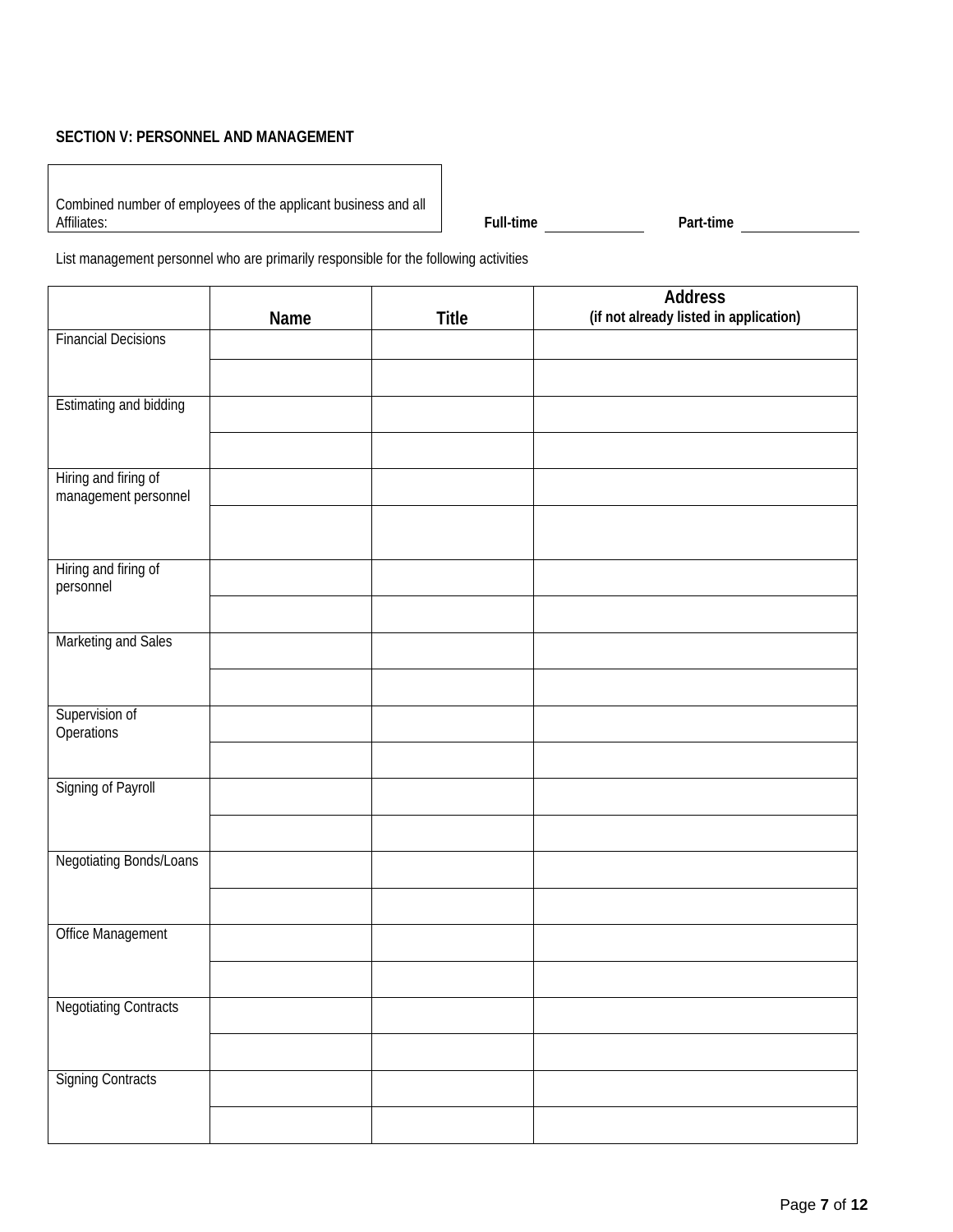**SECTION V: PERSONNEL AND MANAGEMENT**

| Combined number of employees of the applicant business and all Affiliates: |
|---|

**Full-time** __________ **Part-time** __________

List management personnel who are primarily responsible for the following activities

| | Name | Title | Address (if not already listed in application) |
|---|---|---|---|
| Financial Decisions | | | |
| | | | |
| Estimating and bidding | | | |
| | | | |
| Hiring and firing of management personnel | | | |
| | | | |
| Hiring and firing of personnel | | | |
| | | | |
| Marketing and Sales | | | |
| | | | |
| Supervision of Operations | | | |
| | | | |
| Signing of Payroll | | | |
| | | | |
| Negotiating Bonds/Loans | | | |
| | | | |
| Office Management | | | |
| | | | |
| Negotiating Contracts | | | |
| | | | |
| Signing Contracts | | | |
| | | | |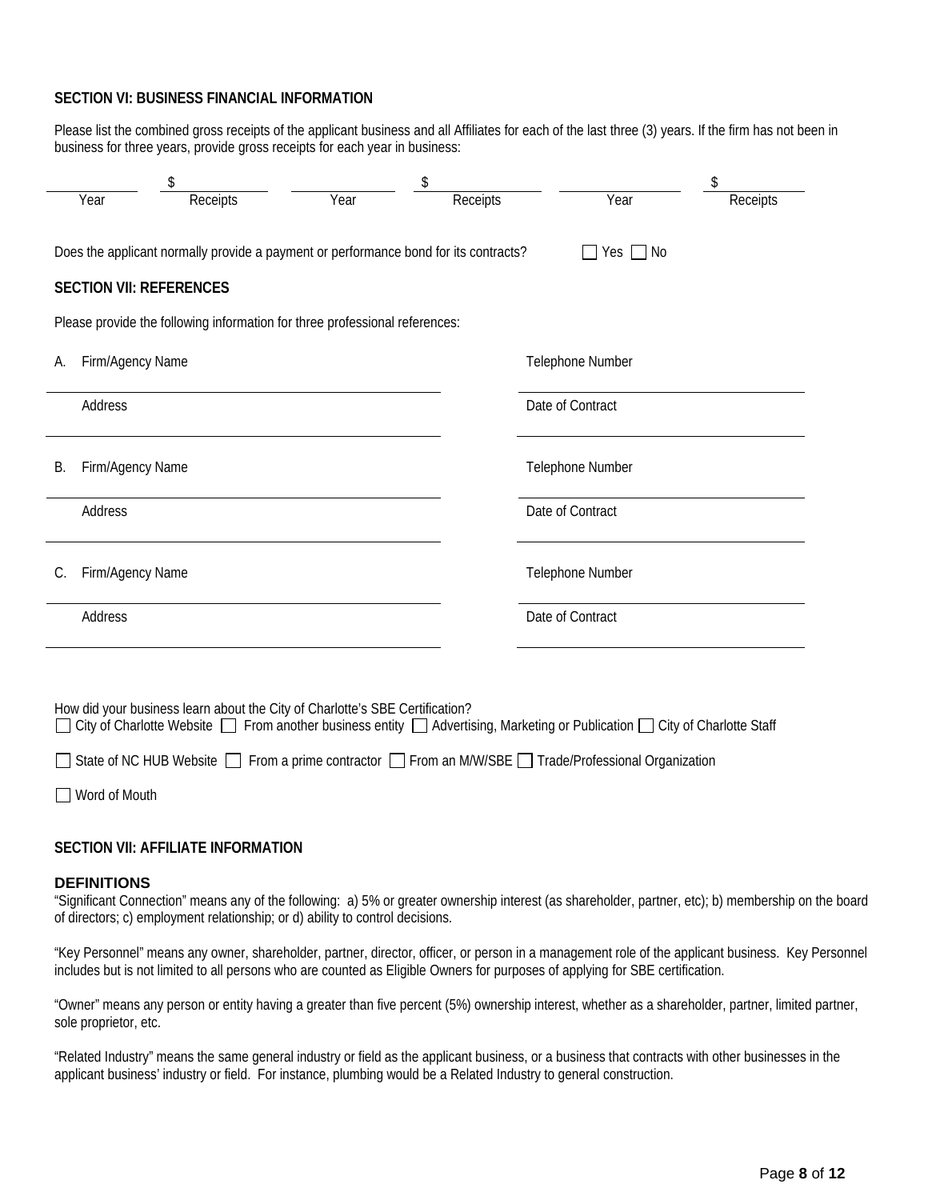**SECTION VI: BUSINESS FINANCIAL INFORMATION**

Please list the combined gross receipts of the applicant business and all Affiliates for each of the last three (3) years. If the firm has not been in business for three years, provide gross receipts for each year in business:

| Year | Receipts | Year | Receipts | Year | Receipts |
|---|---|---|---|---|---|
| | $ | | $ | | $ |

Does the applicant normally provide a payment or performance bond for its contracts? ☐ Yes ☐ No

**SECTION VII: REFERENCES**

Please provide the following information for three professional references:

A. Firm/Agency Name ______________________ Telephone Number ______________________

Address ______________________ Date of Contract ______________________

B. Firm/Agency Name ______________________ Telephone Number ______________________

Address ______________________ Date of Contract ______________________

C. Firm/Agency Name ______________________ Telephone Number ______________________

Address ______________________ Date of Contract ______________________

How did your business learn about the City of Charlotte's SBE Certification?

☐ City of Charlotte Website ☐ From another business entity ☐ Advertising, Marketing or Publication ☐ City of Charlotte Staff

☐ State of NC HUB Website ☐ From a prime contractor ☐ From an M/W/SBE ☐ Trade/Professional Organization

☐ Word of Mouth

**SECTION VII: AFFILIATE INFORMATION**

**DEFINITIONS**

"Significant Connection" means any of the following: a) 5% or greater ownership interest (as shareholder, partner, etc); b) membership on the board of directors; c) employment relationship; or d) ability to control decisions.

"Key Personnel" means any owner, shareholder, partner, director, officer, or person in a management role of the applicant business. Key Personnel includes but is not limited to all persons who are counted as Eligible Owners for purposes of applying for SBE certification.

"Owner" means any person or entity having a greater than five percent (5%) ownership interest, whether as a shareholder, partner, limited partner, sole proprietor, etc.

"Related Industry" means the same general industry or field as the applicant business, or a business that contracts with other businesses in the applicant business' industry or field. For instance, plumbing would be a Related Industry to general construction.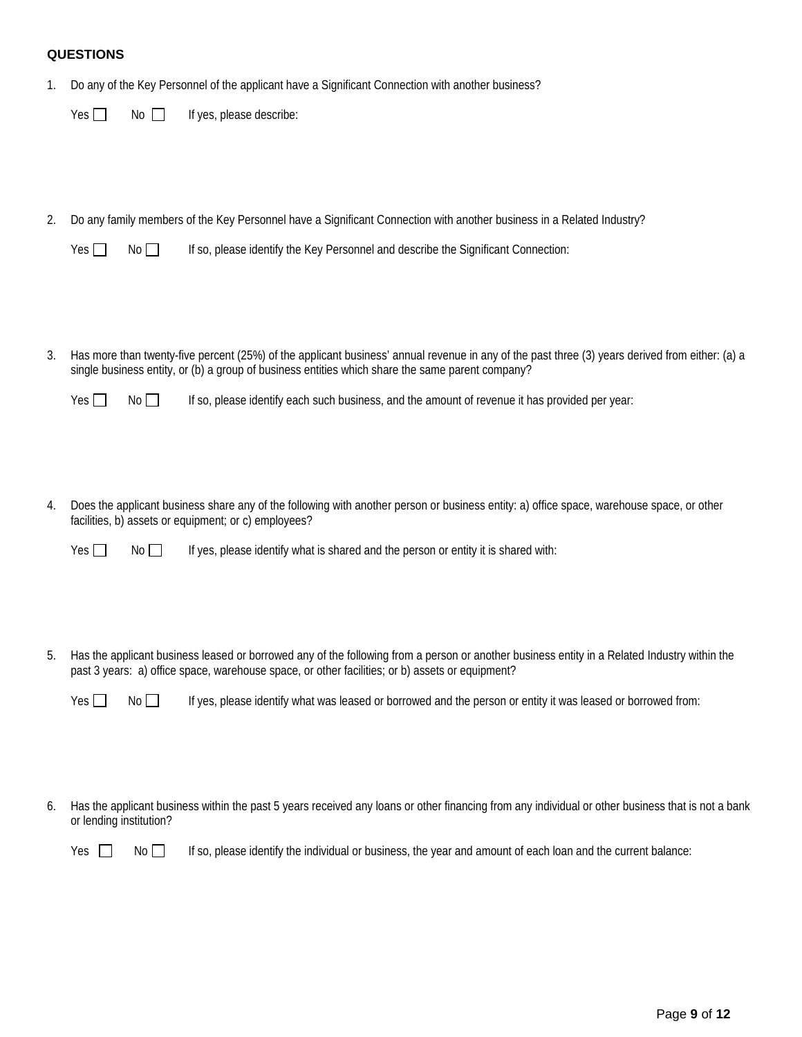### QUESTIONS

1. Do any of the Key Personnel of the applicant have a Significant Connection with another business?

   Yes ☐ No ☐ If yes, please describe:

2. Do any family members of the Key Personnel have a Significant Connection with another business in a Related Industry?

   Yes ☐ No ☐ If so, please identify the Key Personnel and describe the Significant Connection:

3. Has more than twenty-five percent (25%) of the applicant business' annual revenue in any of the past three (3) years derived from either: (a) a single business entity, or (b) a group of business entities which share the same parent company?

   Yes ☐ No ☐ If so, please identify each such business, and the amount of revenue it has provided per year:

4. Does the applicant business share any of the following with another person or business entity: a) office space, warehouse space, or other facilities, b) assets or equipment; or c) employees?

   Yes ☐ No ☐ If yes, please identify what is shared and the person or entity it is shared with:

5. Has the applicant business leased or borrowed any of the following from a person or another business entity in a Related Industry within the past 3 years: a) office space, warehouse space, or other facilities; or b) assets or equipment?

   Yes ☐ No ☐ If yes, please identify what was leased or borrowed and the person or entity it was leased or borrowed from:

6. Has the applicant business within the past 5 years received any loans or other financing from any individual or other business that is not a bank or lending institution?

   Yes ☐ No ☐ If so, please identify the individual or business, the year and amount of each loan and the current balance: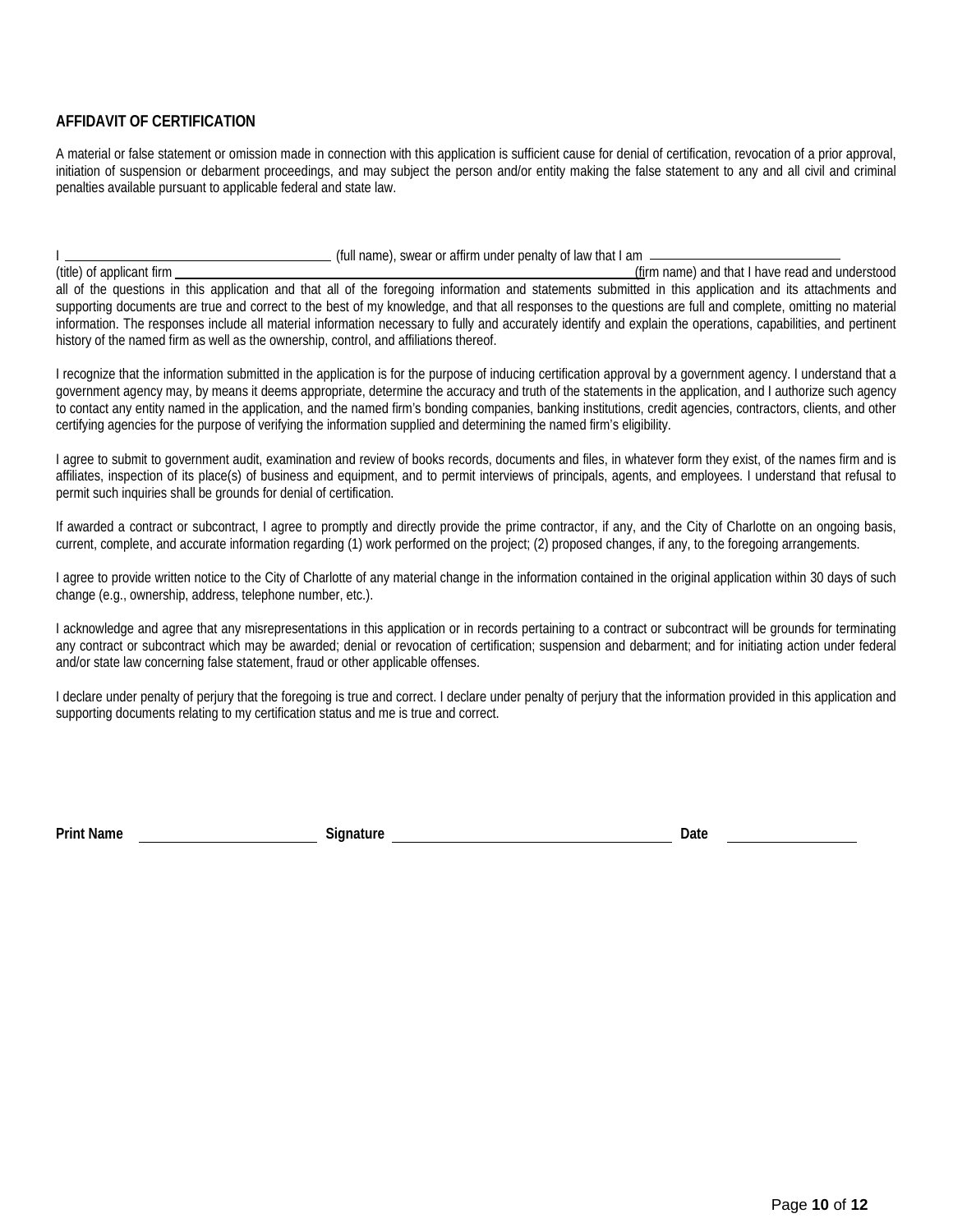## AFFIDAVIT OF CERTIFICATION

A material or false statement or omission made in connection with this application is sufficient cause for denial of certification, revocation of a prior approval, initiation of suspension or debarment proceedings, and may subject the person and/or entity making the false statement to any and all civil and criminal penalties available pursuant to applicable federal and state law.

I ______________________________ (full name), swear or affirm under penalty of law that I am ______________________ (title) of applicant firm ______________________________________________________(firm name) and that I have read and understood all of the questions in this application and that all of the foregoing information and statements submitted in this application and its attachments and supporting documents are true and correct to the best of my knowledge, and that all responses to the questions are full and complete, omitting no material information. The responses include all material information necessary to fully and accurately identify and explain the operations, capabilities, and pertinent history of the named firm as well as the ownership, control, and affiliations thereof.

I recognize that the information submitted in the application is for the purpose of inducing certification approval by a government agency. I understand that a government agency may, by means it deems appropriate, determine the accuracy and truth of the statements in the application, and I authorize such agency to contact any entity named in the application, and the named firm's bonding companies, banking institutions, credit agencies, contractors, clients, and other certifying agencies for the purpose of verifying the information supplied and determining the named firm's eligibility.

I agree to submit to government audit, examination and review of books records, documents and files, in whatever form they exist, of the names firm and is affiliates, inspection of its place(s) of business and equipment, and to permit interviews of principals, agents, and employees. I understand that refusal to permit such inquiries shall be grounds for denial of certification.

If awarded a contract or subcontract, I agree to promptly and directly provide the prime contractor, if any, and the City of Charlotte on an ongoing basis, current, complete, and accurate information regarding (1) work performed on the project; (2) proposed changes, if any, to the foregoing arrangements.

I agree to provide written notice to the City of Charlotte of any material change in the information contained in the original application within 30 days of such change (e.g., ownership, address, telephone number, etc.).

I acknowledge and agree that any misrepresentations in this application or in records pertaining to a contract or subcontract will be grounds for terminating any contract or subcontract which may be awarded; denial or revocation of certification; suspension and debarment; and for initiating action under federal and/or state law concerning false statement, fraud or other applicable offenses.

I declare under penalty of perjury that the foregoing is true and correct. I declare under penalty of perjury that the information provided in this application and supporting documents relating to my certification status and me is true and correct.

**Print Name** ____________________ **Signature** ______________________________ **Date** ______________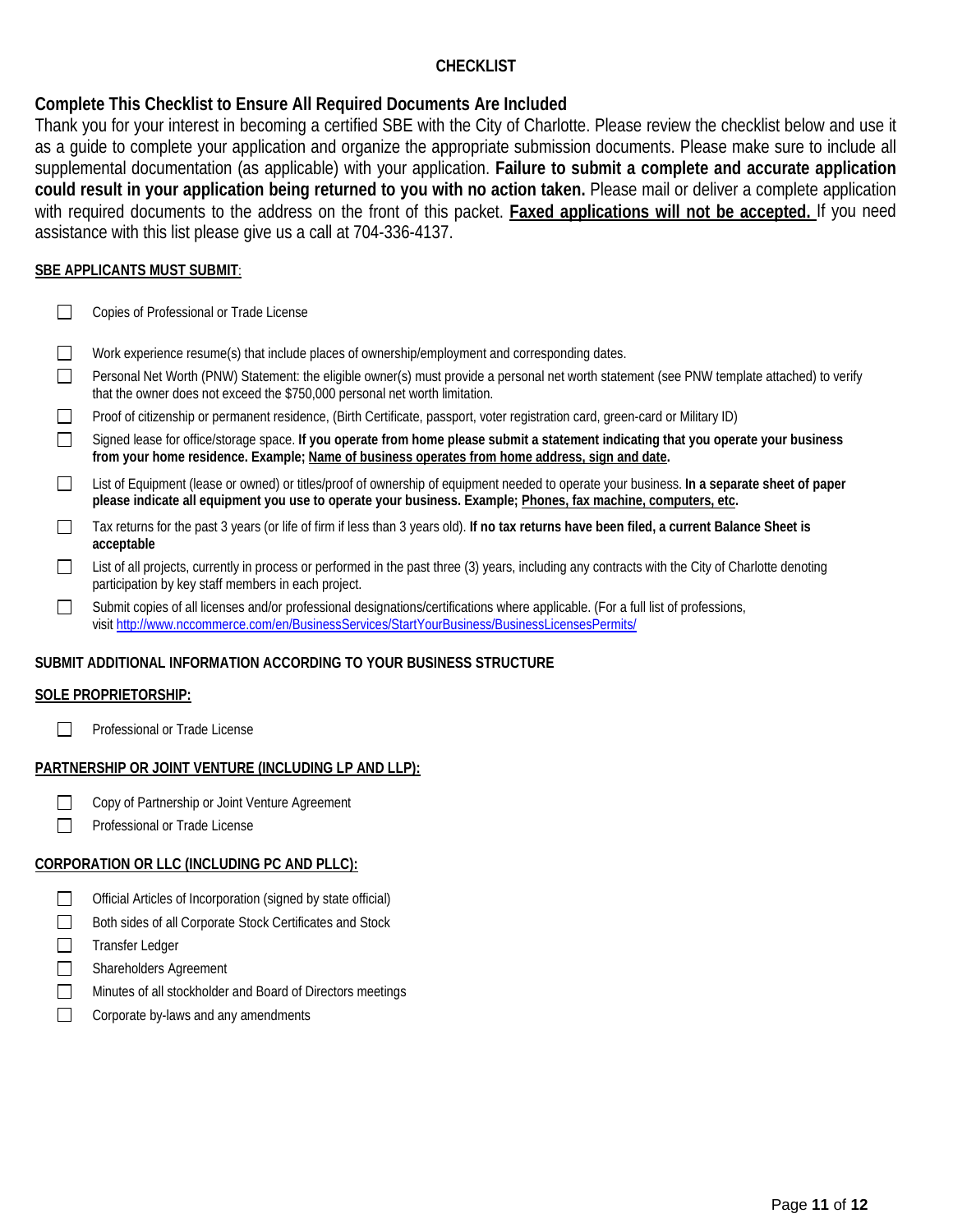## CHECKLIST

### Complete This Checklist to Ensure All Required Documents Are Included

Thank you for your interest in becoming a certified SBE with the City of Charlotte. Please review the checklist below and use it as a guide to complete your application and organize the appropriate submission documents. Please make sure to include all supplemental documentation (as applicable) with your application. **Failure to submit a complete and accurate application could result in your application being returned to you with no action taken.** Please mail or deliver a complete application with required documents to the address on the front of this packet. **Faxed applications will not be accepted.** If you need assistance with this list please give us a call at 704-336-4137.

**SBE APPLICANTS MUST SUBMIT**:

- ☐ Copies of Professional or Trade License
- ☐ Work experience resume(s) that include places of ownership/employment and corresponding dates.
- ☐ Personal Net Worth (PNW) Statement: the eligible owner(s) must provide a personal net worth statement (see PNW template attached) to verify that the owner does not exceed the $750,000 personal net worth limitation.
- ☐ Proof of citizenship or permanent residence, (Birth Certificate, passport, voter registration card, green-card or Military ID)
- ☐ Signed lease for office/storage space. **If you operate from home please submit a statement indicating that you operate your business from your home residence. Example; Name of business operates from home address, sign and date.**
- ☐ List of Equipment (lease or owned) or titles/proof of ownership of equipment needed to operate your business. **In a separate sheet of paper please indicate all equipment you use to operate your business. Example; Phones, fax machine, computers, etc.**
- ☐ Tax returns for the past 3 years (or life of firm if less than 3 years old). **If no tax returns have been filed, a current Balance Sheet is acceptable**
- ☐ List of all projects, currently in process or performed in the past three (3) years, including any contracts with the City of Charlotte denoting participation by key staff members in each project.
- ☐ Submit copies of all licenses and/or professional designations/certifications where applicable. (For a full list of professions, visit http://www.nccommerce.com/en/BusinessServices/StartYourBusiness/BusinessLicensesPermits/

**SUBMIT ADDITIONAL INFORMATION ACCORDING TO YOUR BUSINESS STRUCTURE**

**SOLE PROPRIETORSHIP:**

- ☐ Professional or Trade License

**PARTNERSHIP OR JOINT VENTURE (INCLUDING LP AND LLP):**

- ☐ Copy of Partnership or Joint Venture Agreement
- ☐ Professional or Trade License

**CORPORATION OR LLC (INCLUDING PC AND PLLC):**

- ☐ Official Articles of Incorporation (signed by state official)
- ☐ Both sides of all Corporate Stock Certificates and Stock
- ☐ Transfer Ledger
- ☐ Shareholders Agreement
- ☐ Minutes of all stockholder and Board of Directors meetings
- ☐ Corporate by-laws and any amendments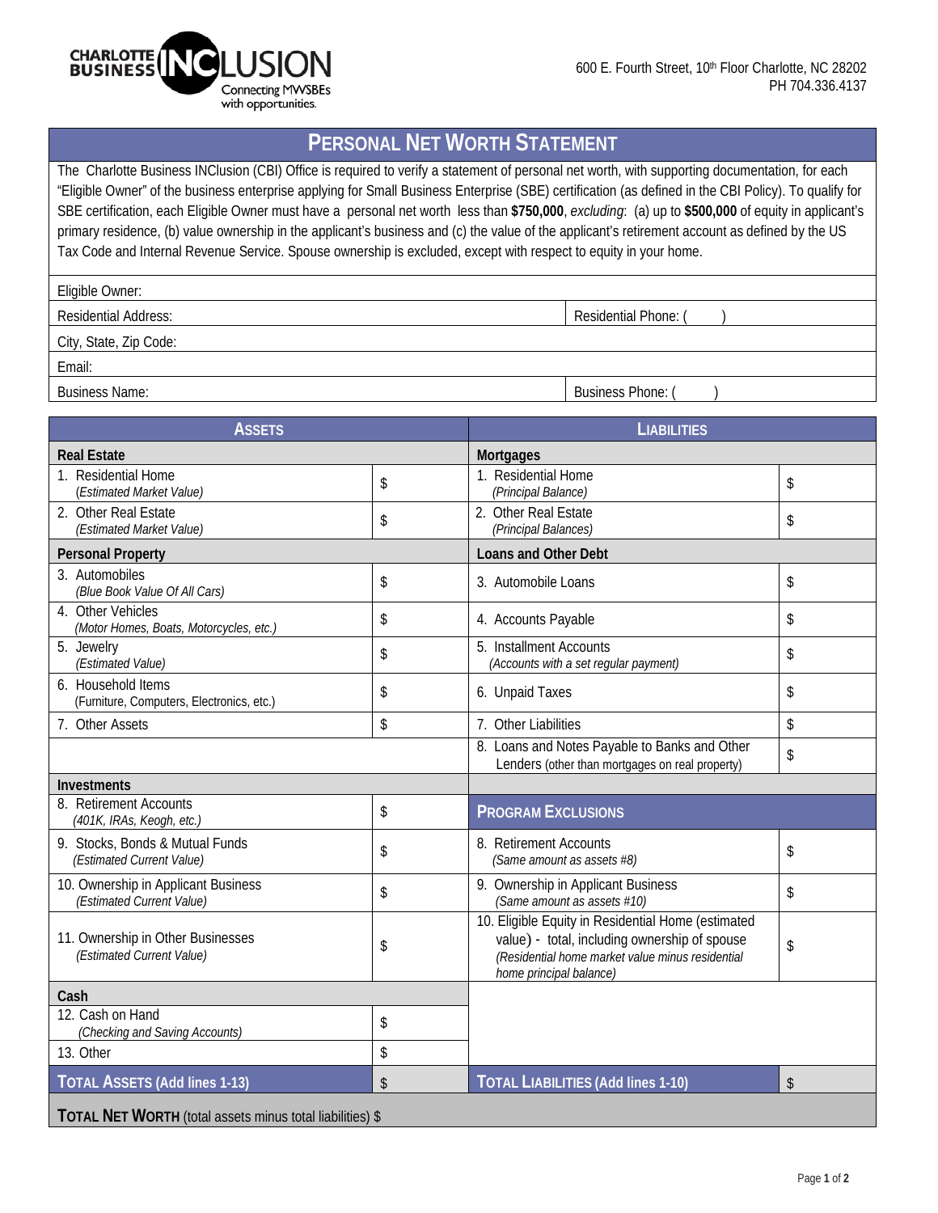CHARLOTTE BUSINESS INCLUSION
Connecting MWSBEs with opportunities.

600 E. Fourth Street, 10th Floor Charlotte, NC 28202
PH 704.336.4137

# PERSONAL NET WORTH STATEMENT

The Charlotte Business INClusion (CBI) Office is required to verify a statement of personal net worth, with supporting documentation, for each "Eligible Owner" of the business enterprise applying for Small Business Enterprise (SBE) certification (as defined in the CBI Policy). To qualify for SBE certification, each Eligible Owner must have a personal net worth less than **$750,000**, *excluding*: (a) up to **$500,000** of equity in applicant's primary residence, (b) value ownership in the applicant's business and (c) the value of the applicant's retirement account as defined by the US Tax Code and Internal Revenue Service. Spouse ownership is excluded, except with respect to equity in your home.

| | |
|---|---|
| Eligible Owner: | |
| Residential Address: | Residential Phone: ( ) |
| City, State, Zip Code: | |
| Email: | |
| Business Name: | Business Phone: ( ) |

| **ASSETS** | | **LIABILITIES** | |
|---|---|---|---|
| **Real Estate** | | **Mortgages** | |
| 1. Residential Home *(Estimated Market Value)* | $ | 1. Residential Home *(Principal Balance)* | $ |
| 2. Other Real Estate *(Estimated Market Value)* | $ | 2. Other Real Estate *(Principal Balances)* | $ |
| **Personal Property** | | **Loans and Other Debt** | |
| 3. Automobiles *(Blue Book Value Of All Cars)* | $ | 3. Automobile Loans | $ |
| 4. Other Vehicles *(Motor Homes, Boats, Motorcycles, etc.)* | $ | 4. Accounts Payable | $ |
| 5. Jewelry *(Estimated Value)* | $ | 5. Installment Accounts *(Accounts with a set regular payment)* | $ |
| 6. Household Items (Furniture, Computers, Electronics, etc.) | $ | 6. Unpaid Taxes | $ |
| 7. Other Assets | $ | 7. Other Liabilities | $ |
| | | 8. Loans and Notes Payable to Banks and Other Lenders (other than mortgages on real property) | $ |
| **Investments** | | | |
| 8. Retirement Accounts *(401K, IRAs, Keogh, etc.)* | $ | **PROGRAM EXCLUSIONS** | |
| 9. Stocks, Bonds & Mutual Funds *(Estimated Current Value)* | $ | 8. Retirement Accounts *(Same amount as assets #8)* | $ |
| 10. Ownership in Applicant Business *(Estimated Current Value)* | $ | 9. Ownership in Applicant Business *(Same amount as assets #10)* | $ |
| 11. Ownership in Other Businesses *(Estimated Current Value)* | $ | 10. Eligible Equity in Residential Home (estimated value) - total, including ownership of spouse *(Residential home market value minus residential home principal balance)* | $ |
| **Cash** | | | |
| 12. Cash on Hand *(Checking and Saving Accounts)* | $ | | |
| 13. Other | $ | | |
| **TOTAL ASSETS (Add lines 1-13)** | $ | **TOTAL LIABILITIES (Add lines 1-10)** | $ |

**TOTAL NET WORTH** (total assets minus total liabilities) $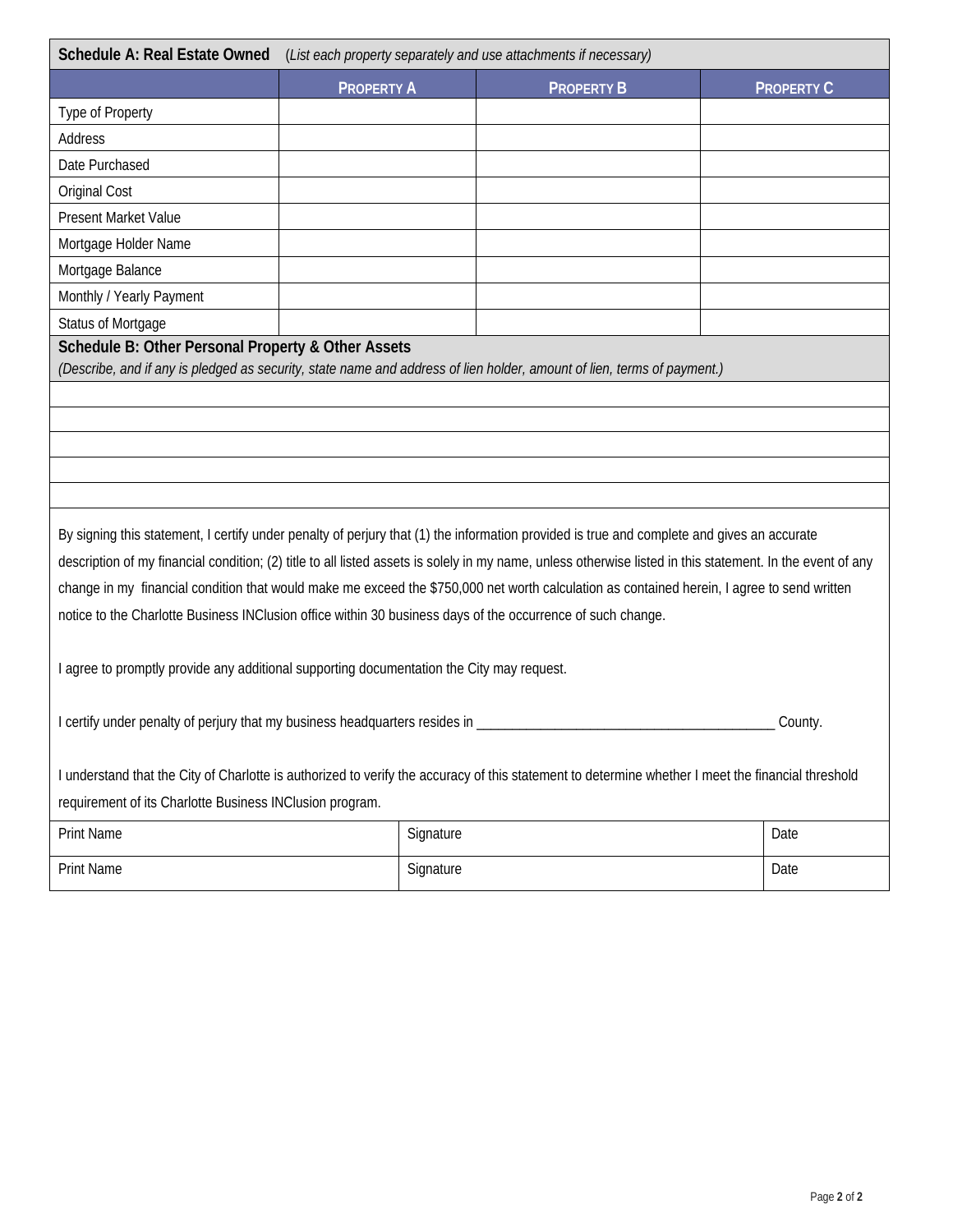## Schedule A: Real Estate Owned (*List each property separately and use attachments if necessary)*

| | PROPERTY A | PROPERTY B | PROPERTY C |
|---|---|---|---|
| Type of Property | | | |
| Address | | | |
| Date Purchased | | | |
| Original Cost | | | |
| Present Market Value | | | |
| Mortgage Holder Name | | | |
| Mortgage Balance | | | |
| Monthly / Yearly Payment | | | |
| Status of Mortgage | | | |

## Schedule B: Other Personal Property & Other Assets

*(Describe, and if any is pledged as security, state name and address of lien holder, amount of lien, terms of payment.)*

| |
|---|
| |
| |
| |
| |
| |

By signing this statement, I certify under penalty of perjury that (1) the information provided is true and complete and gives an accurate description of my financial condition; (2) title to all listed assets is solely in my name, unless otherwise listed in this statement. In the event of any change in my financial condition that would make me exceed the $750,000 net worth calculation as contained herein, I agree to send written notice to the Charlotte Business INClusion office within 30 business days of the occurrence of such change.

I agree to promptly provide any additional supporting documentation the City may request.

I certify under penalty of perjury that my business headquarters resides in ____________________________________________ County.

I understand that the City of Charlotte is authorized to verify the accuracy of this statement to determine whether I meet the financial threshold requirement of its Charlotte Business INClusion program.

| | | |
|---|---|---|
| Print Name | Signature | Date |
| Print Name | Signature | Date |